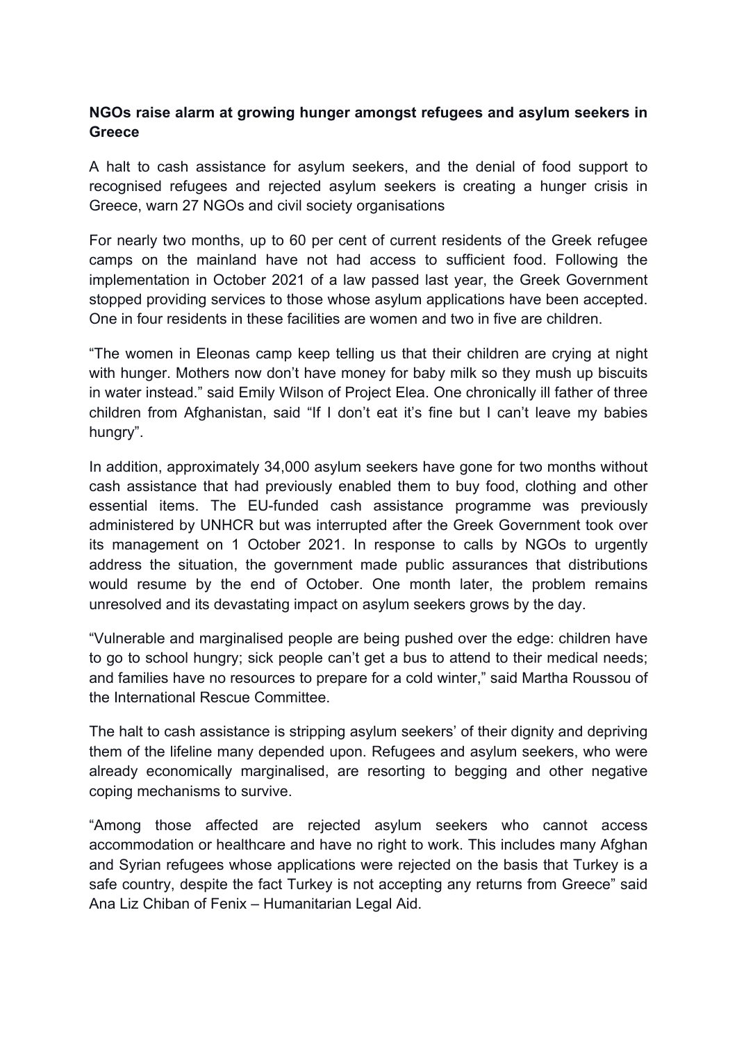**NGOs raise alarm at growing hunger amongst refugees and asylum seekers in Greece**

A halt to cash assistance for asylum seekers, and the denial of food support to recognised refugees and rejected asylum seekers is creating a hunger crisis in Greece, warn 27 NGOs and civil society organisations

For nearly two months, up to 60 per cent of current residents of the Greek refugee camps on the mainland have not had access to sufficient food. Following the implementation in October 2021 of a law passed last year, the Greek Government stopped providing services to those whose asylum applications have been accepted. One in four residents in these facilities are women and two in five are children.

“The women in Eleonas camp keep telling us that their children are crying at night with hunger. Mothers now don’t have money for baby milk so they mush up biscuits in water instead.” said Emily Wilson of Project Elea. One chronically ill father of three children from Afghanistan, said “If I don’t eat it’s fine but I can’t leave my babies hungry”.

In addition, approximately 34,000 asylum seekers have gone for two months without cash assistance that had previously enabled them to buy food, clothing and other essential items. The EU-funded cash assistance programme was previously administered by UNHCR but was interrupted after the Greek Government took over its management on 1 October 2021. In response to calls by NGOs to urgently address the situation, the government made public assurances that distributions would resume by the end of October. One month later, the problem remains unresolved and its devastating impact on asylum seekers grows by the day.

“Vulnerable and marginalised people are being pushed over the edge: children have to go to school hungry; sick people can’t get a bus to attend to their medical needs; and families have no resources to prepare for a cold winter,” said Martha Roussou of the International Rescue Committee.

The halt to cash assistance is stripping asylum seekers’ of their dignity and depriving them of the lifeline many depended upon. Refugees and asylum seekers, who were already economically marginalised, are resorting to begging and other negative coping mechanisms to survive.

“Among those affected are rejected asylum seekers who cannot access accommodation or healthcare and have no right to work. This includes many Afghan and Syrian refugees whose applications were rejected on the basis that Turkey is a safe country, despite the fact Turkey is not accepting any returns from Greece” said Ana Liz Chiban of Fenix – Humanitarian Legal Aid.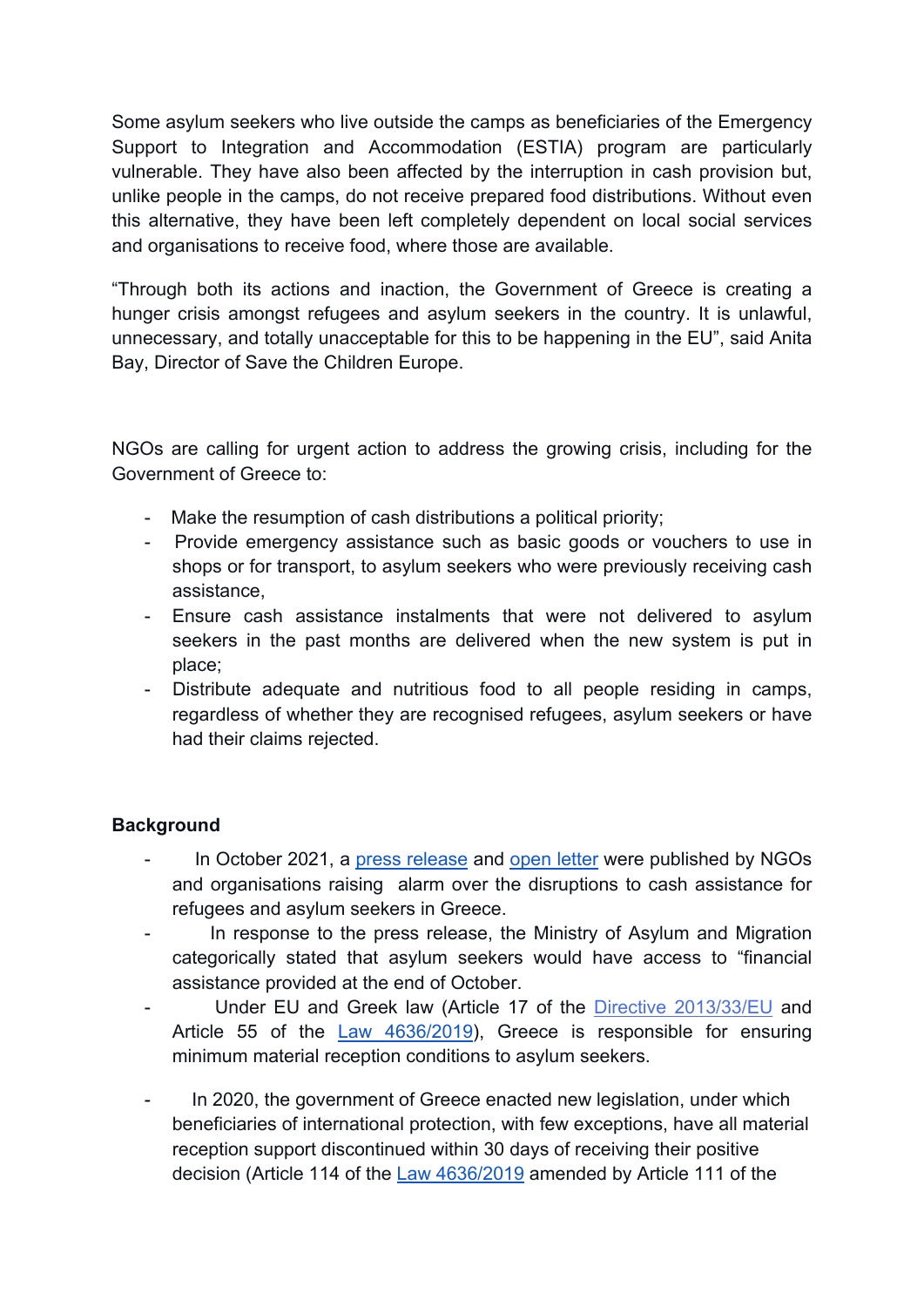Some asylum seekers who live outside the camps as beneficiaries of the Emergency Support to Integration and Accommodation (ESTIA) program are particularly vulnerable. They have also been affected by the interruption in cash provision but, unlike people in the camps, do not receive prepared food distributions. Without even this alternative, they have been left completely dependent on local social services and organisations to receive food, where those are available.

"Through both its actions and inaction, the Government of Greece is creating a hunger crisis amongst refugees and asylum seekers in the country. It is unlawful, unnecessary, and totally unacceptable for this to be happening in the EU", said Anita Bay, Director of Save the Children Europe.

NGOs are calling for urgent action to address the growing crisis, including for the Government of Greece to:

- Make the resumption of cash distributions a political priority;
- Provide emergency assistance such as basic goods or vouchers to use in shops or for transport, to asylum seekers who were previously receiving cash assistance,
- Ensure cash assistance instalments that were not delivered to asylum seekers in the past months are delivered when the new system is put in place;
- Distribute adequate and nutritious food to all people residing in camps, regardless of whether they are recognised refugees, asylum seekers or have had their claims rejected.

**Background**

- In October 2021, a press release and open letter were published by NGOs and organisations raising alarm over the disruptions to cash assistance for refugees and asylum seekers in Greece.
- In response to the press release, the Ministry of Asylum and Migration categorically stated that asylum seekers would have access to "financial assistance provided at the end of October.
- Under EU and Greek law (Article 17 of the Directive 2013/33/EU and Article 55 of the Law 4636/2019), Greece is responsible for ensuring minimum material reception conditions to asylum seekers.
- In 2020, the government of Greece enacted new legislation, under which beneficiaries of international protection, with few exceptions, have all material reception support discontinued within 30 days of receiving their positive decision (Article 114 of the Law 4636/2019 amended by Article 111 of the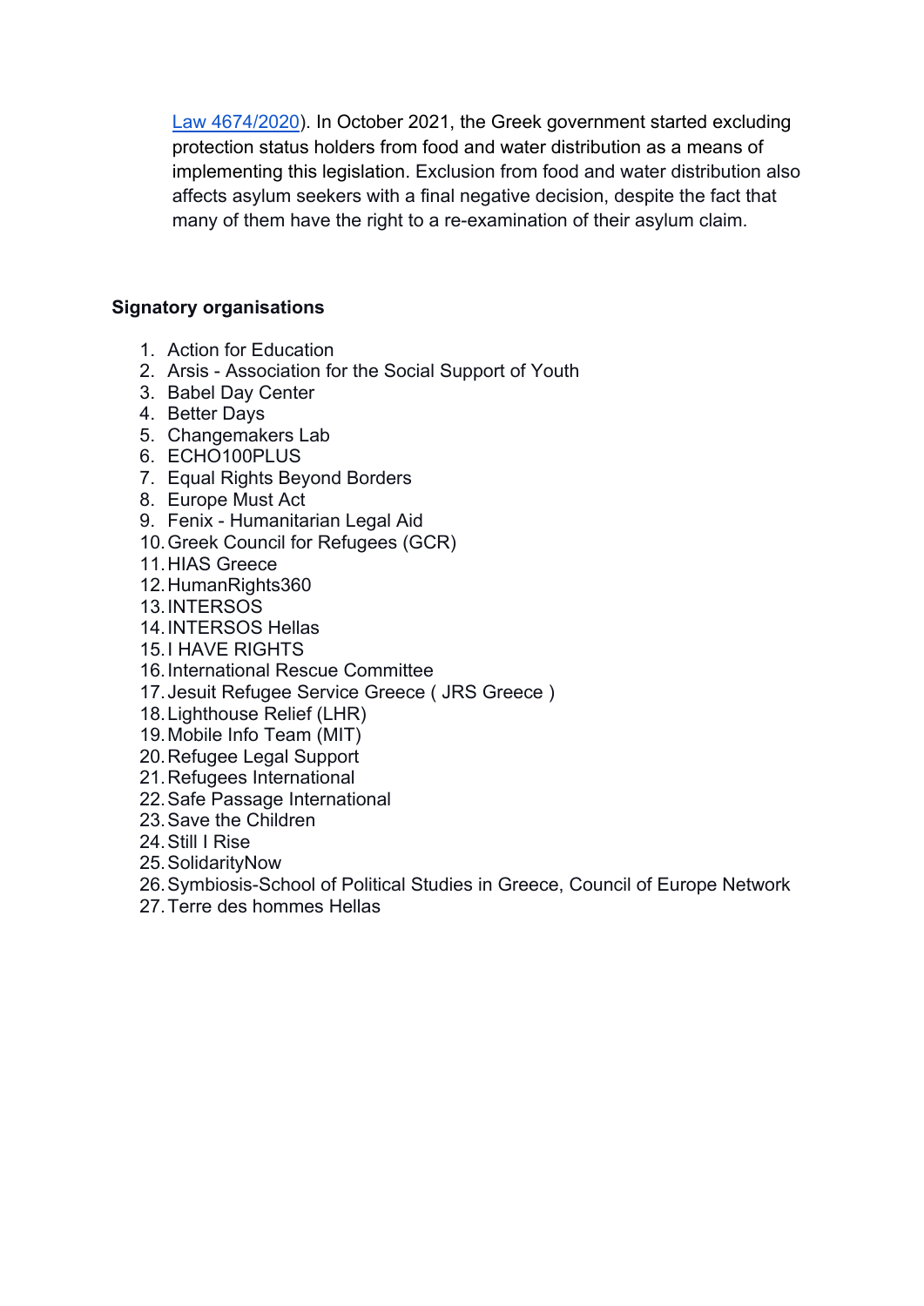Law 4674/2020). In October 2021, the Greek government started excluding protection status holders from food and water distribution as a means of implementing this legislation. Exclusion from food and water distribution also affects asylum seekers with a final negative decision, despite the fact that many of them have the right to a re-examination of their asylum claim.

**Signatory organisations**

1. Action for Education
2. Arsis - Association for the Social Support of Youth
3. Babel Day Center
4. Better Days
5. Changemakers Lab
6. ECHO100PLUS
7. Equal Rights Beyond Borders
8. Europe Must Act
9. Fenix - Humanitarian Legal Aid
10. Greek Council for Refugees (GCR)
11. HIAS Greece
12. HumanRights360
13. INTERSOS
14. INTERSOS Hellas
15. I HAVE RIGHTS
16. International Rescue Committee
17. Jesuit Refugee Service Greece ( JRS Greece )
18. Lighthouse Relief (LHR)
19. Mobile Info Team (MIT)
20. Refugee Legal Support
21. Refugees International
22. Safe Passage International
23. Save the Children
24. Still I Rise
25. SolidarityNow
26. Symbiosis-School of Political Studies in Greece, Council of Europe Network
27. Terre des hommes Hellas